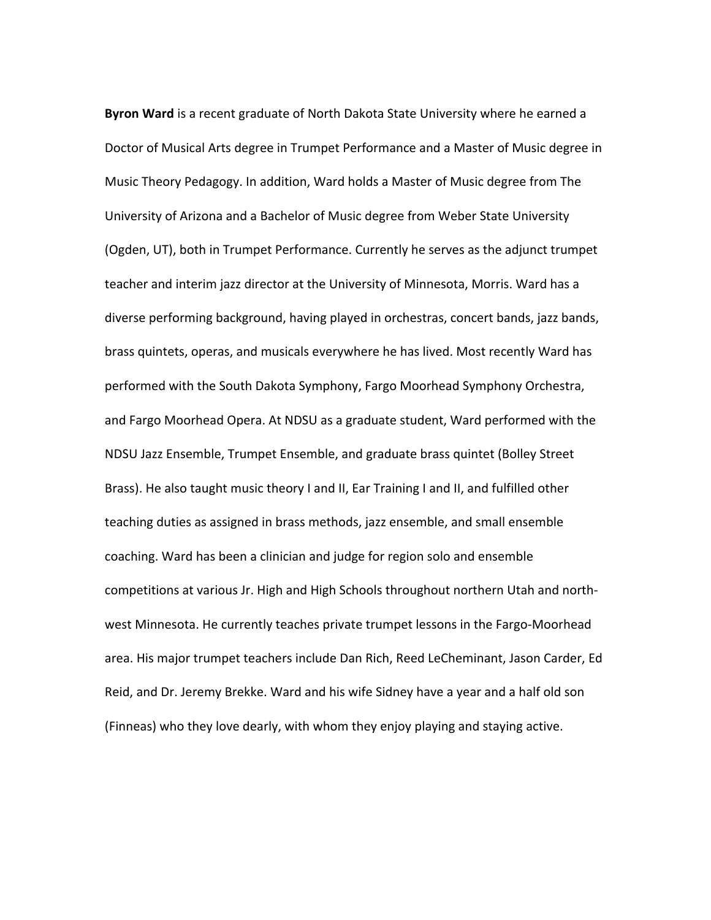**Byron Ward** is a recent graduate of North Dakota State University where he earned a Doctor of Musical Arts degree in Trumpet Performance and a Master of Music degree in Music Theory Pedagogy. In addition, Ward holds a Master of Music degree from The University of Arizona and a Bachelor of Music degree from Weber State University (Ogden, UT), both in Trumpet Performance. Currently he serves as the adjunct trumpet teacher and interim jazz director at the University of Minnesota, Morris. Ward has a diverse performing background, having played in orchestras, concert bands, jazz bands, brass quintets, operas, and musicals everywhere he has lived. Most recently Ward has performed with the South Dakota Symphony, Fargo Moorhead Symphony Orchestra, and Fargo Moorhead Opera. At NDSU as a graduate student, Ward performed with the NDSU Jazz Ensemble, Trumpet Ensemble, and graduate brass quintet (Bolley Street Brass). He also taught music theory I and II, Ear Training I and II, and fulfilled other teaching duties as assigned in brass methods, jazz ensemble, and small ensemble coaching. Ward has been a clinician and judge for region solo and ensemble competitions at various Jr. High and High Schools throughout northern Utah and north-west Minnesota. He currently teaches private trumpet lessons in the Fargo-Moorhead area. His major trumpet teachers include Dan Rich, Reed LeCheminant, Jason Carder, Ed Reid, and Dr. Jeremy Brekke. Ward and his wife Sidney have a year and a half old son (Finneas) who they love dearly, with whom they enjoy playing and staying active.